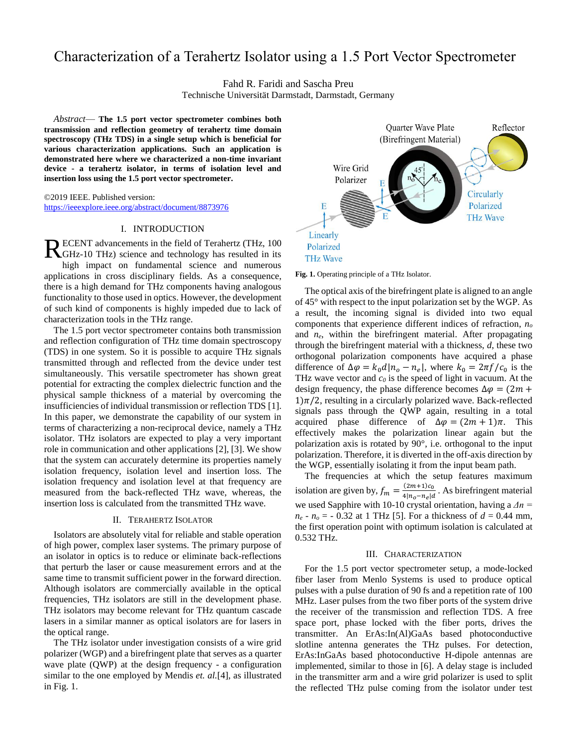# Characterization of a Terahertz Isolator using a 1.5 Port Vector Spectrometer

Fahd R. Faridi and Sascha Preu
Technische Universität Darmstadt, Darmstadt, Germany

*Abstract*— **The 1.5 port vector spectrometer combines both transmission and reflection geometry of terahertz time domain spectroscopy (THz TDS) in a single setup which is beneficial for various characterization applications. Such an application is demonstrated here where we characterized a non-time invariant device - a terahertz isolator, in terms of isolation level and insertion loss using the 1.5 port vector spectrometer.**

©2019 IEEE. Published version:
https://ieeexplore.ieee.org/abstract/document/8873976

## I. Introduction

Recent advancements in the field of Terahertz (THz, 100 GHz-10 THz) science and technology has resulted in its high impact on fundamental science and numerous applications in cross disciplinary fields. As a consequence, there is a high demand for THz components having analogous functionality to those used in optics. However, the development of such kind of components is highly impeded due to lack of characterization tools in the THz range.

The 1.5 port vector spectrometer contains both transmission and reflection configuration of THz time domain spectroscopy (TDS) in one system. So it is possible to acquire THz signals transmitted through and reflected from the device under test simultaneously. This versatile spectrometer has shown great potential for extracting the complex dielectric function and the physical sample thickness of a material by overcoming the insufficiencies of individual transmission or reflection TDS [1]. In this paper, we demonstrate the capability of our system in terms of characterizing a non-reciprocal device, namely a THz isolator. THz isolators are expected to play a very important role in communication and other applications [2], [3]. We show that the system can accurately determine its properties namely isolation frequency, isolation level and insertion loss. The isolation frequency and isolation level at that frequency are measured from the back-reflected THz wave, whereas, the insertion loss is calculated from the transmitted THz wave.

## II. Terahertz Isolator

Isolators are absolutely vital for reliable and stable operation of high power, complex laser systems. The primary purpose of an isolator in optics is to reduce or eliminate back-reflections that perturb the laser or cause measurement errors and at the same time to transmit sufficient power in the forward direction. Although isolators are commercially available in the optical frequencies, THz isolators are still in the development phase. THz isolators may become relevant for THz quantum cascade lasers in a similar manner as optical isolators are for lasers in the optical range.

The THz isolator under investigation consists of a wire grid polarizer (WGP) and a birefringent plate that serves as a quarter wave plate (QWP) at the design frequency - a configuration similar to the one employed by Mendis *et. al.*[4], as illustrated in Fig. 1.

Quarter Wave Plate (Birefringent Material)
Reflector
Wire Grid Polarizer
45°
$n_o$
$n_e$
E
E
E
Circularly Polarized THz Wave
Linearly Polarized THz Wave

**Fig. 1.** Operating principle of a THz Isolator.

The optical axis of the birefringent plate is aligned to an angle of 45° with respect to the input polarization set by the WGP. As a result, the incoming signal is divided into two equal components that experience different indices of refraction, $n_o$ and $n_e$, within the birefringent material. After propagating through the birefringent material with a thickness, $d$, these two orthogonal polarization components have acquired a phase difference of $\Delta\varphi = k_0 d|n_o - n_e|$, where $k_0 = 2\pi f/c_0$ is the THz wave vector and $c_0$ is the speed of light in vacuum. At the design frequency, the phase difference becomes $\Delta\varphi = (2m+1)\pi/2$, resulting in a circularly polarized wave. Back-reflected signals pass through the QWP again, resulting in a total acquired phase difference of $\Delta\varphi = (2m+1)\pi$. This effectively makes the polarization linear again but the polarization axis is rotated by 90°, i.e. orthogonal to the input polarization. Therefore, it is diverted in the off-axis direction by the WGP, essentially isolating it from the input beam path.

The frequencies at which the setup features maximum isolation are given by, $f_m = \frac{(2m+1)c_0}{4|n_o - n_e|d}$. As birefringent material we used Sapphire with 10-10 crystal orientation, having a $\Delta n = n_e - n_o = -0.32$ at 1 THz [5]. For a thickness of $d = 0.44$ mm, the first operation point with optimum isolation is calculated at 0.532 THz.

## III. Characterization

For the 1.5 port vector spectrometer setup, a mode-locked fiber laser from Menlo Systems is used to produce optical pulses with a pulse duration of 90 fs and a repetition rate of 100 MHz. Laser pulses from the two fiber ports of the system drive the receiver of the transmission and reflection TDS. A free space port, phase locked with the fiber ports, drives the transmitter. An ErAs:In(Al)GaAs based photoconductive stripline antenna generates the THz pulses. For detection, ErAs:InGaAs based photoconductive H-dipole antennas are implemented, similar to those in [6]. A delay stage is included in the transmitter arm and a wire grid polarizer is used to split the reflected THz pulse coming from the isolator under test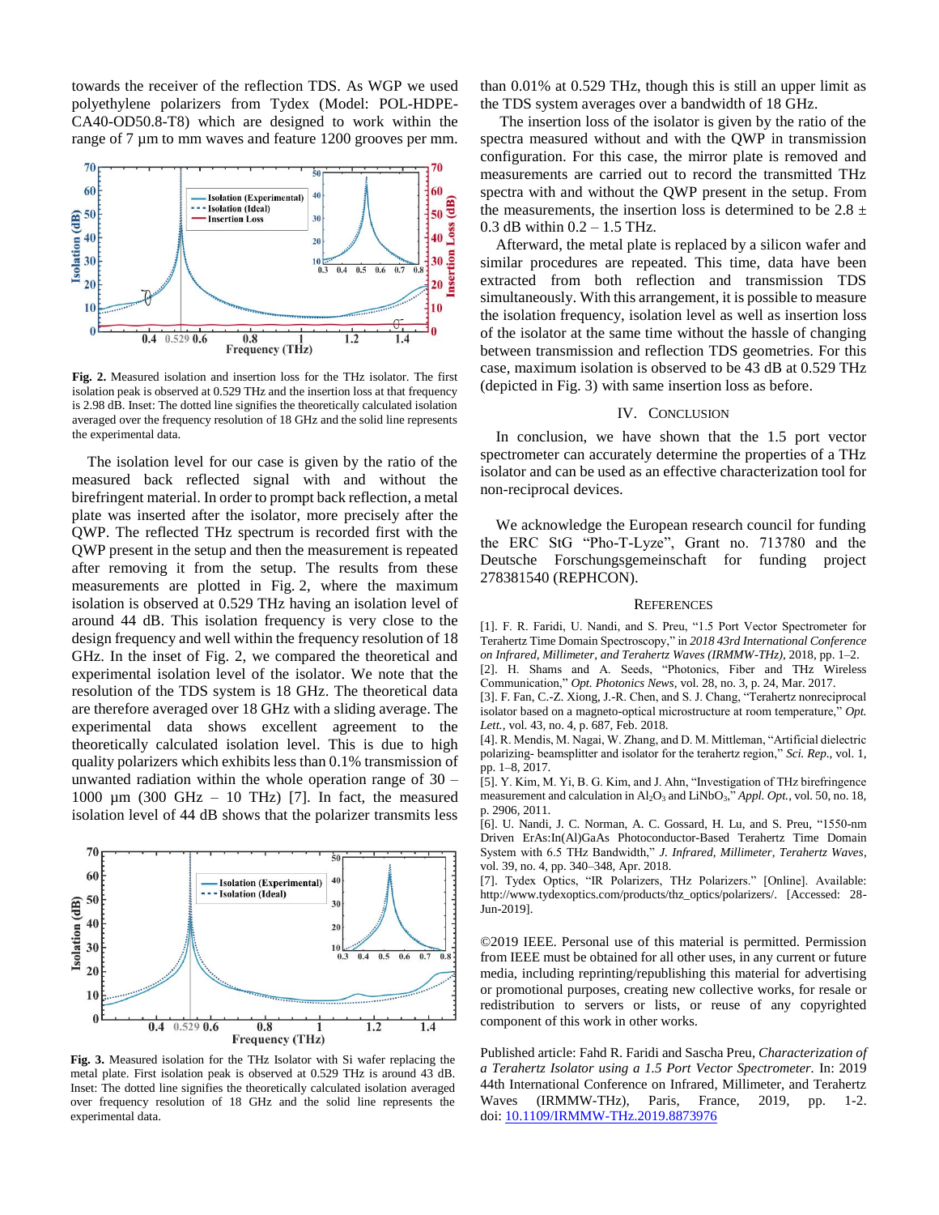towards the receiver of the reflection TDS. As WGP we used polyethylene polarizers from Tydex (Model: POL-HDPE-CA40-OD50.8-T8) which are designed to work within the range of 7 µm to mm waves and feature 1200 grooves per mm.

Isolation (dB)
Insertion Loss (dB)
Frequency (THz)
Isolation (Experimental)
Isolation (Ideal)
Insertion Loss
0.4 0.529 0.6 0.8 1 1.2 1.4

**Fig. 2.** Measured isolation and insertion loss for the THz isolator. The first isolation peak is observed at 0.529 THz and the insertion loss at that frequency is 2.98 dB. Inset: The dotted line signifies the theoretically calculated isolation averaged over the frequency resolution of 18 GHz and the solid line represents the experimental data.

The isolation level for our case is given by the ratio of the measured back reflected signal with and without the birefringent material. In order to prompt back reflection, a metal plate was inserted after the isolator, more precisely after the QWP. The reflected THz spectrum is recorded first with the QWP present in the setup and then the measurement is repeated after removing it from the setup. The results from these measurements are plotted in Fig. 2, where the maximum isolation is observed at 0.529 THz having an isolation level of around 44 dB. This isolation frequency is very close to the design frequency and well within the frequency resolution of 18 GHz. In the inset of Fig. 2, we compared the theoretical and experimental isolation level of the isolator. We note that the resolution of the TDS system is 18 GHz. The theoretical data are therefore averaged over 18 GHz with a sliding average. The experimental data shows excellent agreement to the theoretically calculated isolation level. This is due to high quality polarizers which exhibits less than 0.1% transmission of unwanted radiation within the whole operation range of 30 – 1000 µm (300 GHz – 10 THz) [7]. In fact, the measured isolation level of 44 dB shows that the polarizer transmits less

Isolation (dB)
Frequency (THz)
Isolation (Experimental)
Isolation (Ideal)
0.4 0.529 0.6 0.8 1 1.2 1.4

**Fig. 3.** Measured isolation for the THz Isolator with Si wafer replacing the metal plate. First isolation peak is observed at 0.529 THz is around 43 dB. Inset: The dotted line signifies the theoretically calculated isolation averaged over frequency resolution of 18 GHz and the solid line represents the experimental data.

than 0.01% at 0.529 THz, though this is still an upper limit as the TDS system averages over a bandwidth of 18 GHz.

The insertion loss of the isolator is given by the ratio of the spectra measured without and with the QWP in transmission configuration. For this case, the mirror plate is removed and measurements are carried out to record the transmitted THz spectra with and without the QWP present in the setup. From the measurements, the insertion loss is determined to be 2.8 ± 0.3 dB within 0.2 – 1.5 THz.

Afterward, the metal plate is replaced by a silicon wafer and similar procedures are repeated. This time, data have been extracted from both reflection and transmission TDS simultaneously. With this arrangement, it is possible to measure the isolation frequency, isolation level as well as insertion loss of the isolator at the same time without the hassle of changing between transmission and reflection TDS geometries. For this case, maximum isolation is observed to be 43 dB at 0.529 THz (depicted in Fig. 3) with same insertion loss as before.

## IV. Conclusion

In conclusion, we have shown that the 1.5 port vector spectrometer can accurately determine the properties of a THz isolator and can be used as an effective characterization tool for non-reciprocal devices.

We acknowledge the European research council for funding the ERC StG "Pho-T-Lyze", Grant no. 713780 and the Deutsche Forschungsgemeinschaft for funding project 278381540 (REPHCON).

## References

[1]. F. R. Faridi, U. Nandi, and S. Preu, "1.5 Port Vector Spectrometer for Terahertz Time Domain Spectroscopy," in *2018 43rd International Conference on Infrared, Millimeter, and Terahertz Waves (IRMMW-THz)*, 2018, pp. 1–2.

[2]. H. Shams and A. Seeds, "Photonics, Fiber and THz Wireless Communication," *Opt. Photonics News*, vol. 28, no. 3, p. 24, Mar. 2017.

[3]. F. Fan, C.-Z. Xiong, J.-R. Chen, and S. J. Chang, "Terahertz nonreciprocal isolator based on a magneto-optical microstructure at room temperature," *Opt. Lett.*, vol. 43, no. 4, p. 687, Feb. 2018.

[4]. R. Mendis, M. Nagai, W. Zhang, and D. M. Mittleman, "Artificial dielectric polarizing- beamsplitter and isolator for the terahertz region," *Sci. Rep.*, vol. 1, pp. 1–8, 2017.

[5]. Y. Kim, M. Yi, B. G. Kim, and J. Ahn, "Investigation of THz birefringence measurement and calculation in $Al_2O_3$ and $LiNbO_3$," *Appl. Opt.*, vol. 50, no. 18, p. 2906, 2011.

[6]. U. Nandi, J. C. Norman, A. C. Gossard, H. Lu, and S. Preu, "1550-nm Driven ErAs:In(Al)GaAs Photoconductor-Based Terahertz Time Domain System with 6.5 THz Bandwidth," *J. Infrared, Millimeter, Terahertz Waves*, vol. 39, no. 4, pp. 340–348, Apr. 2018.

[7]. Tydex Optics, "IR Polarizers, THz Polarizers." [Online]. Available: http://www.tydexoptics.com/products/thz_optics/polarizers/. [Accessed: 28-Jun-2019].

©2019 IEEE. Personal use of this material is permitted. Permission from IEEE must be obtained for all other uses, in any current or future media, including reprinting/republishing this material for advertising or promotional purposes, creating new collective works, for resale or redistribution to servers or lists, or reuse of any copyrighted component of this work in other works.

Published article: Fahd R. Faridi and Sascha Preu, *Characterization of a Terahertz Isolator using a 1.5 Port Vector Spectrometer*. In: 2019 44th International Conference on Infrared, Millimeter, and Terahertz Waves (IRMMW-THz), Paris, France, 2019, pp. 1-2. doi: 10.1109/IRMMW-THz.2019.8873976